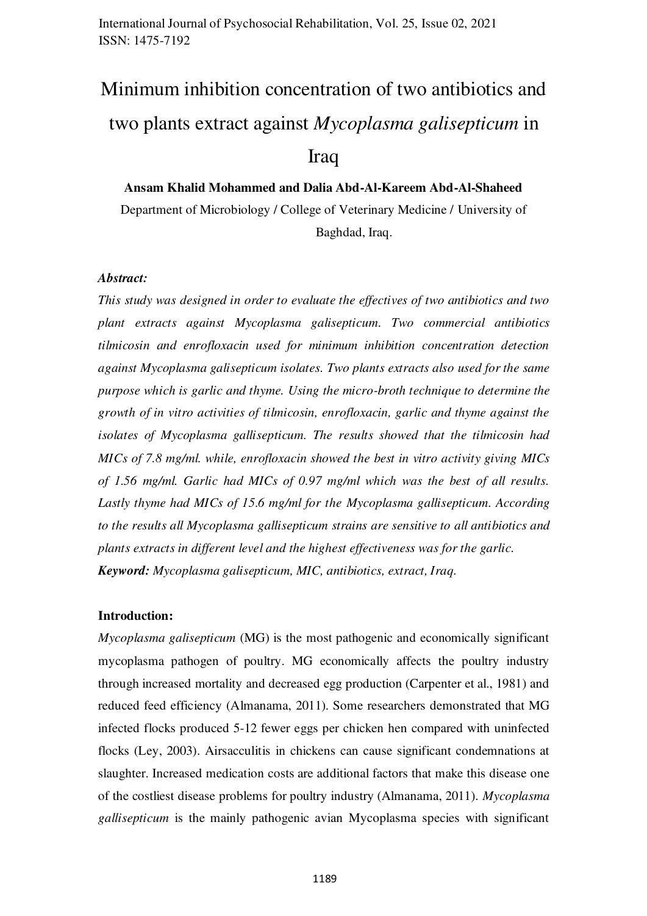# Minimum inhibition concentration of two antibiotics and two plants extract against *Mycoplasma galisepticum* in Iraq

**Ansam Khalid Mohammed and Dalia Abd-Al-Kareem Abd-Al-Shaheed**

Department of Microbiology / College of Veterinary Medicine / University of Baghdad, Iraq.

***Abstract:***

*This study was designed in order to evaluate the effectives of two antibiotics and two plant extracts against Mycoplasma galisepticum. Two commercial antibiotics tilmicosin and enrofloxacin used for minimum inhibition concentration detection against Mycoplasma galisepticum isolates. Two plants extracts also used for the same purpose which is garlic and thyme. Using the micro-broth technique to determine the growth of in vitro activities of tilmicosin, enrofloxacin, garlic and thyme against the isolates of Mycoplasma gallisepticum. The results showed that the tilmicosin had MICs of 7.8 mg/ml. while, enrofloxacin showed the best in vitro activity giving MICs of 1.56 mg/ml. Garlic had MICs of 0.97 mg/ml which was the best of all results. Lastly thyme had MICs of 15.6 mg/ml for the Mycoplasma gallisepticum. According to the results all Mycoplasma gallisepticum strains are sensitive to all antibiotics and plants extracts in different level and the highest effectiveness was for the garlic.*

***Keyword:*** *Mycoplasma galisepticum, MIC, antibiotics, extract, Iraq.*

## Introduction:

*Mycoplasma galisepticum* (MG) is the most pathogenic and economically significant mycoplasma pathogen of poultry. MG economically affects the poultry industry through increased mortality and decreased egg production (Carpenter et al., 1981) and reduced feed efficiency (Almanama, 2011). Some researchers demonstrated that MG infected flocks produced 5-12 fewer eggs per chicken hen compared with uninfected flocks (Ley, 2003). Airsacculitis in chickens can cause significant condemnations at slaughter. Increased medication costs are additional factors that make this disease one of the costliest disease problems for poultry industry (Almanama, 2011). *Mycoplasma gallisepticum* is the mainly pathogenic avian Mycoplasma species with significant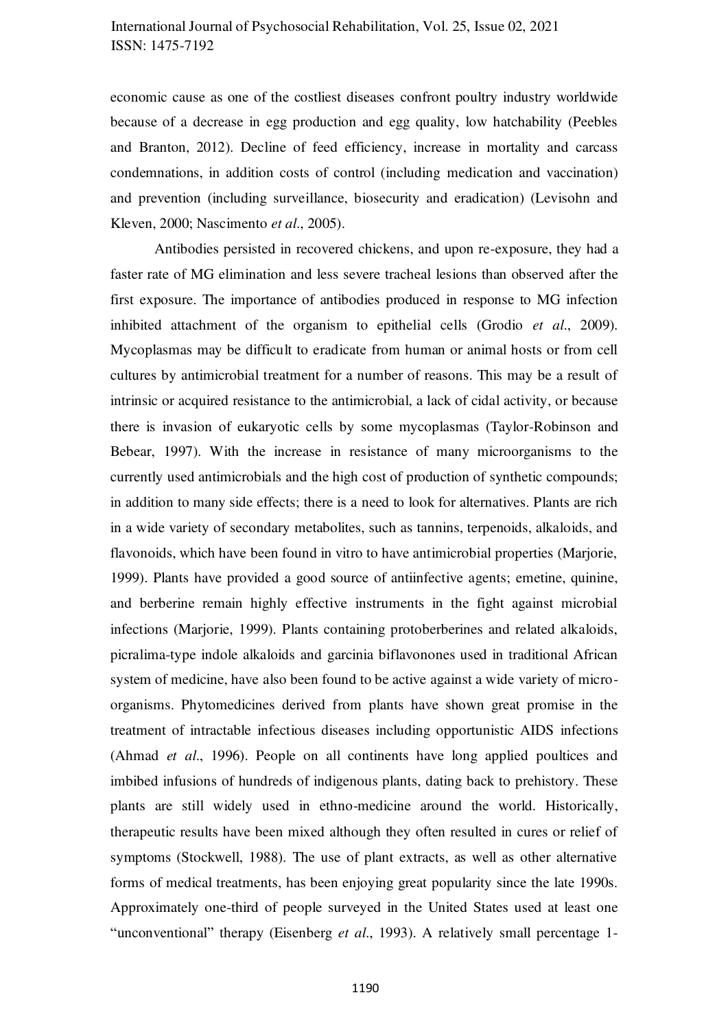economic cause as one of the costliest diseases confront poultry industry worldwide because of a decrease in egg production and egg quality, low hatchability (Peebles and Branton, 2012). Decline of feed efficiency, increase in mortality and carcass condemnations, in addition costs of control (including medication and vaccination) and prevention (including surveillance, biosecurity and eradication) (Levisohn and Kleven, 2000; Nascimento *et al*., 2005).

Antibodies persisted in recovered chickens, and upon re-exposure, they had a faster rate of MG elimination and less severe tracheal lesions than observed after the first exposure. The importance of antibodies produced in response to MG infection inhibited attachment of the organism to epithelial cells (Grodio *et al*., 2009). Mycoplasmas may be difficult to eradicate from human or animal hosts or from cell cultures by antimicrobial treatment for a number of reasons. This may be a result of intrinsic or acquired resistance to the antimicrobial, a lack of cidal activity, or because there is invasion of eukaryotic cells by some mycoplasmas (Taylor-Robinson and Bebear, 1997). With the increase in resistance of many microorganisms to the currently used antimicrobials and the high cost of production of synthetic compounds; in addition to many side effects; there is a need to look for alternatives. Plants are rich in a wide variety of secondary metabolites, such as tannins, terpenoids, alkaloids, and flavonoids, which have been found in vitro to have antimicrobial properties (Marjorie, 1999). Plants have provided a good source of antiinfective agents; emetine, quinine, and berberine remain highly effective instruments in the fight against microbial infections (Marjorie, 1999). Plants containing protoberberines and related alkaloids, picralima-type indole alkaloids and garcinia biflavonones used in traditional African system of medicine, have also been found to be active against a wide variety of micro-organisms. Phytomedicines derived from plants have shown great promise in the treatment of intractable infectious diseases including opportunistic AIDS infections (Ahmad *et al*., 1996). People on all continents have long applied poultices and imbibed infusions of hundreds of indigenous plants, dating back to prehistory. These plants are still widely used in ethno-medicine around the world. Historically, therapeutic results have been mixed although they often resulted in cures or relief of symptoms (Stockwell, 1988). The use of plant extracts, as well as other alternative forms of medical treatments, has been enjoying great popularity since the late 1990s. Approximately one-third of people surveyed in the United States used at least one "unconventional" therapy (Eisenberg *et al*., 1993). A relatively small percentage 1-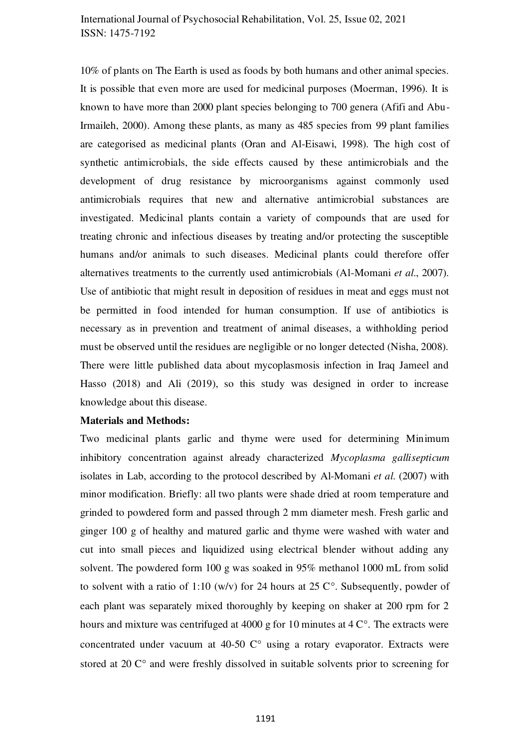10% of plants on The Earth is used as foods by both humans and other animal species. It is possible that even more are used for medicinal purposes (Moerman, 1996). It is known to have more than 2000 plant species belonging to 700 genera (Afifi and Abu-Irmaileh, 2000). Among these plants, as many as 485 species from 99 plant families are categorised as medicinal plants (Oran and Al-Eisawi, 1998). The high cost of synthetic antimicrobials, the side effects caused by these antimicrobials and the development of drug resistance by microorganisms against commonly used antimicrobials requires that new and alternative antimicrobial substances are investigated. Medicinal plants contain a variety of compounds that are used for treating chronic and infectious diseases by treating and/or protecting the susceptible humans and/or animals to such diseases. Medicinal plants could therefore offer alternatives treatments to the currently used antimicrobials (Al-Momani *et al*., 2007). Use of antibiotic that might result in deposition of residues in meat and eggs must not be permitted in food intended for human consumption. If use of antibiotics is necessary as in prevention and treatment of animal diseases, a withholding period must be observed until the residues are negligible or no longer detected (Nisha, 2008). There were little published data about mycoplasmosis infection in Iraq Jameel and Hasso (2018) and Ali (2019), so this study was designed in order to increase knowledge about this disease.

**Materials and Methods:**

Two medicinal plants garlic and thyme were used for determining Minimum inhibitory concentration against already characterized *Mycoplasma gallisepticum* isolates in Lab, according to the protocol described by Al-Momani *et al.* (2007) with minor modification. Briefly: all two plants were shade dried at room temperature and grinded to powdered form and passed through 2 mm diameter mesh. Fresh garlic and ginger 100 g of healthy and matured garlic and thyme were washed with water and cut into small pieces and liquidized using electrical blender without adding any solvent. The powdered form 100 g was soaked in 95% methanol 1000 mL from solid to solvent with a ratio of 1:10 (w/v) for 24 hours at 25 C°. Subsequently, powder of each plant was separately mixed thoroughly by keeping on shaker at 200 rpm for 2 hours and mixture was centrifuged at 4000 g for 10 minutes at 4 C°. The extracts were concentrated under vacuum at 40-50 C° using a rotary evaporator. Extracts were stored at 20 C° and were freshly dissolved in suitable solvents prior to screening for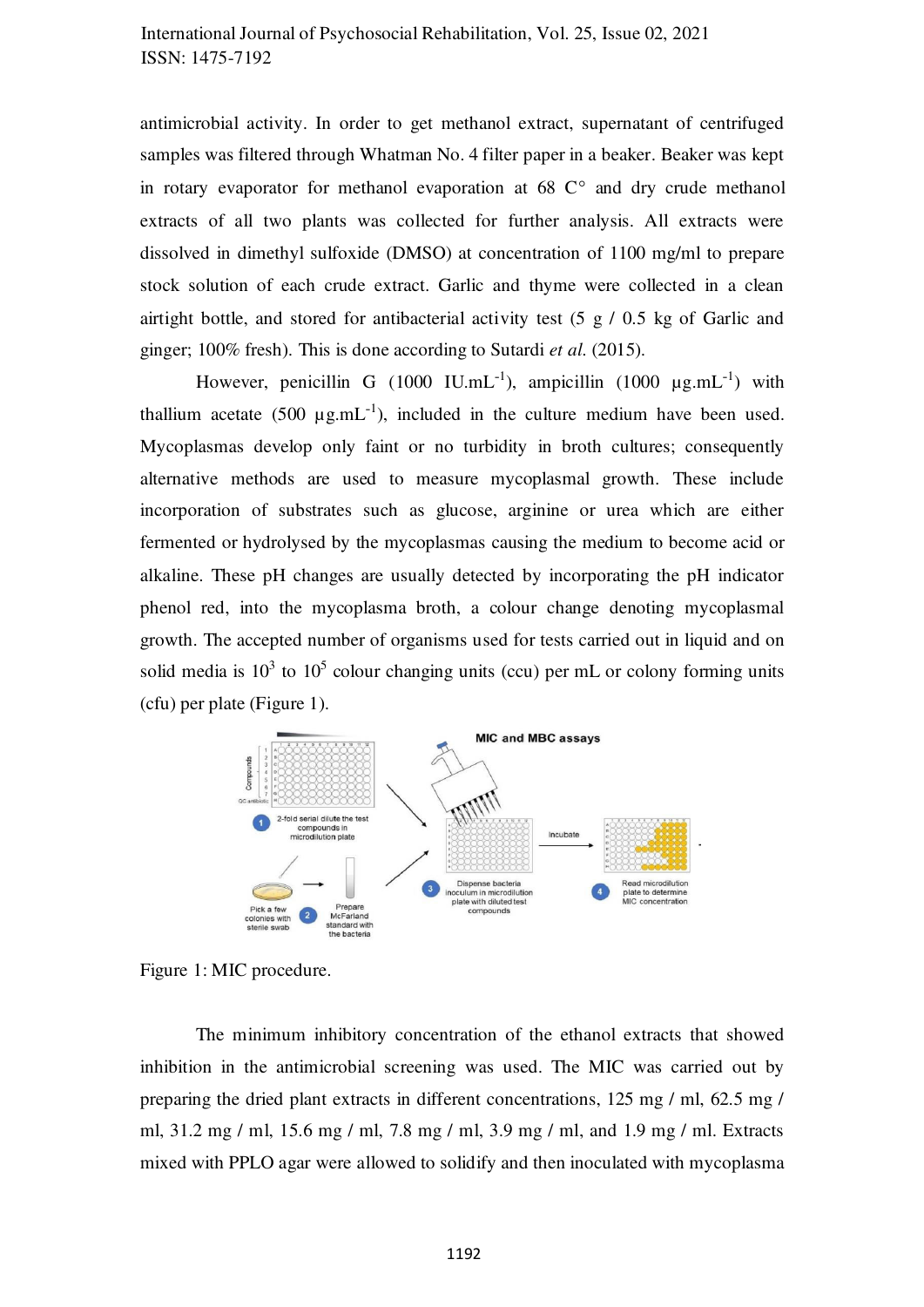antimicrobial activity. In order to get methanol extract, supernatant of centrifuged samples was filtered through Whatman No. 4 filter paper in a beaker. Beaker was kept in rotary evaporator for methanol evaporation at 68 C° and dry crude methanol extracts of all two plants was collected for further analysis. All extracts were dissolved in dimethyl sulfoxide (DMSO) at concentration of 1100 mg/ml to prepare stock solution of each crude extract. Garlic and thyme were collected in a clean airtight bottle, and stored for antibacterial activity test (5 g / 0.5 kg of Garlic and ginger; 100% fresh). This is done according to Sutardi *et al.* (2015).

However, penicillin G (1000 $IU.mL^{-1}$), ampicillin (1000 $\mu g.mL^{-1}$) with thallium acetate (500 $\mu g.mL^{-1}$), included in the culture medium have been used. Mycoplasmas develop only faint or no turbidity in broth cultures; consequently alternative methods are used to measure mycoplasmal growth. These include incorporation of substrates such as glucose, arginine or urea which are either fermented or hydrolysed by the mycoplasmas causing the medium to become acid or alkaline. These pH changes are usually detected by incorporating the pH indicator phenol red, into the mycoplasma broth, a colour change denoting mycoplasmal growth. The accepted number of organisms used for tests carried out in liquid and on solid media is $10^3$ to $10^5$ colour changing units (ccu) per mL or colony forming units (cfu) per plate (Figure 1).

Figure 1: MIC procedure.

The minimum inhibitory concentration of the ethanol extracts that showed inhibition in the antimicrobial screening was used. The MIC was carried out by preparing the dried plant extracts in different concentrations, 125 mg / ml, 62.5 mg / ml, 31.2 mg / ml, 15.6 mg / ml, 7.8 mg / ml, 3.9 mg / ml, and 1.9 mg / ml. Extracts mixed with PPLO agar were allowed to solidify and then inoculated with mycoplasma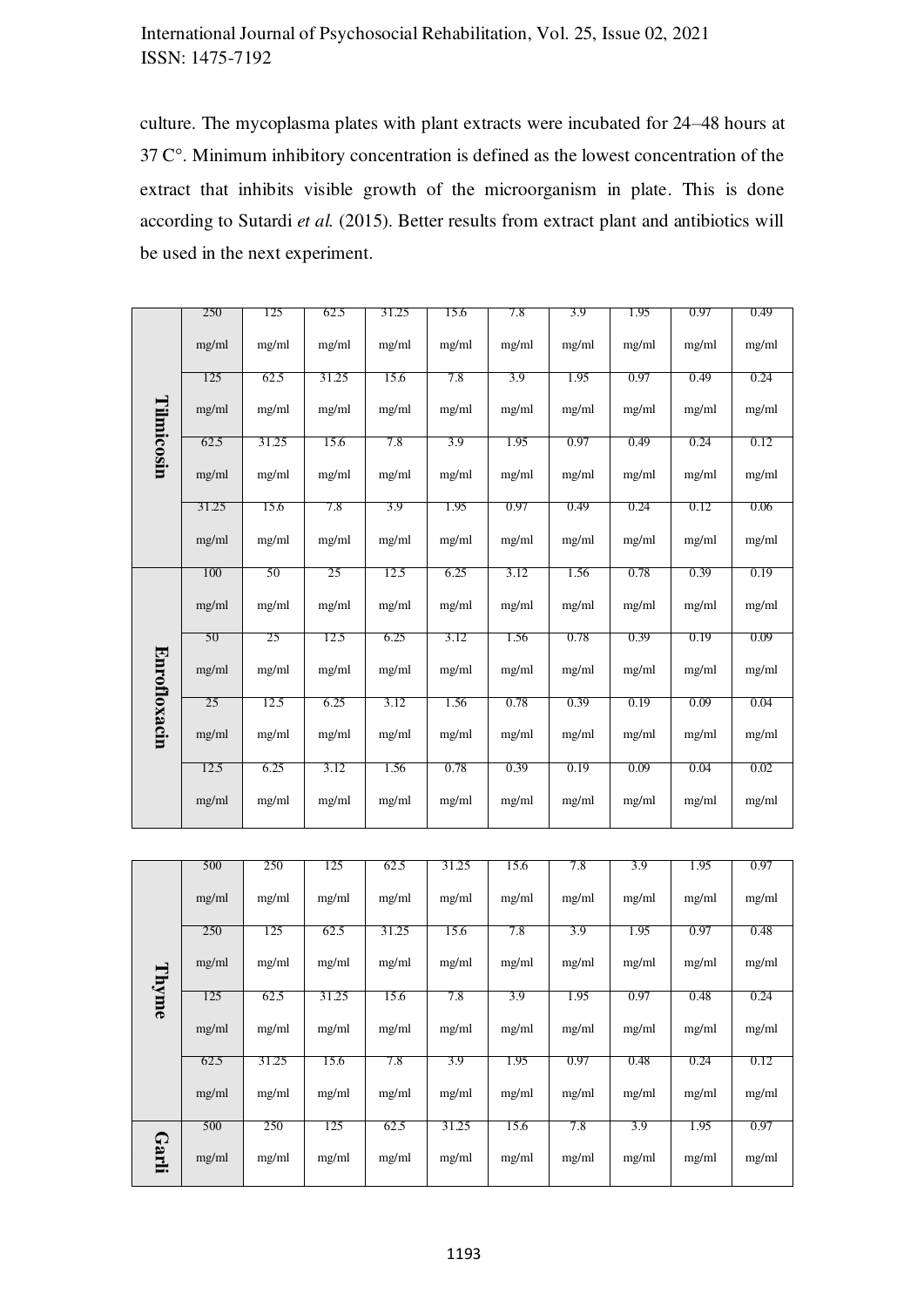culture. The mycoplasma plates with plant extracts were incubated for 24–48 hours at 37 C°. Minimum inhibitory concentration is defined as the lowest concentration of the extract that inhibits visible growth of the microorganism in plate. This is done according to Sutardi *et al.* (2015). Better results from extract plant and antibiotics will be used in the next experiment.

| | | | | | | | | | | |
|---|---|---|---|---|---|---|---|---|---|---|
| **Tilmicosin** | 250 mg/ml | 125 mg/ml | 62.5 mg/ml | 31.25 mg/ml | 15.6 mg/ml | 7.8 mg/ml | 3.9 mg/ml | 1.95 mg/ml | 0.97 mg/ml | 0.49 mg/ml |
| | 125 mg/ml | 62.5 mg/ml | 31.25 mg/ml | 15.6 mg/ml | 7.8 mg/ml | 3.9 mg/ml | 1.95 mg/ml | 0.97 mg/ml | 0.49 mg/ml | 0.24 mg/ml |
| | 62.5 mg/ml | 31.25 mg/ml | 15.6 mg/ml | 7.8 mg/ml | 3.9 mg/ml | 1.95 mg/ml | 0.97 mg/ml | 0.49 mg/ml | 0.24 mg/ml | 0.12 mg/ml |
| | 31.25 mg/ml | 15.6 mg/ml | 7.8 mg/ml | 3.9 mg/ml | 1.95 mg/ml | 0.97 mg/ml | 0.49 mg/ml | 0.24 mg/ml | 0.12 mg/ml | 0.06 mg/ml |
| **Enrofloxacin** | 100 mg/ml | 50 mg/ml | 25 mg/ml | 12.5 mg/ml | 6.25 mg/ml | 3.12 mg/ml | 1.56 mg/ml | 0.78 mg/ml | 0.39 mg/ml | 0.19 mg/ml |
| | 50 mg/ml | 25 mg/ml | 12.5 mg/ml | 6.25 mg/ml | 3.12 mg/ml | 1.56 mg/ml | 0.78 mg/ml | 0.39 mg/ml | 0.19 mg/ml | 0.09 mg/ml |
| | 25 mg/ml | 12.5 mg/ml | 6.25 mg/ml | 3.12 mg/ml | 1.56 mg/ml | 0.78 mg/ml | 0.39 mg/ml | 0.19 mg/ml | 0.09 mg/ml | 0.04 mg/ml |
| | 12.5 mg/ml | 6.25 mg/ml | 3.12 mg/ml | 1.56 mg/ml | 0.78 mg/ml | 0.39 mg/ml | 0.19 mg/ml | 0.09 mg/ml | 0.04 mg/ml | 0.02 mg/ml |

| | | | | | | | | | | |
|---|---|---|---|---|---|---|---|---|---|---|
| **Thyme** | 500 mg/ml | 250 mg/ml | 125 mg/ml | 62.5 mg/ml | 31.25 mg/ml | 15.6 mg/ml | 7.8 mg/ml | 3.9 mg/ml | 1.95 mg/ml | 0.97 mg/ml |
| | 250 mg/ml | 125 mg/ml | 62.5 mg/ml | 31.25 mg/ml | 15.6 mg/ml | 7.8 mg/ml | 3.9 mg/ml | 1.95 mg/ml | 0.97 mg/ml | 0.48 mg/ml |
| | 125 mg/ml | 62.5 mg/ml | 31.25 mg/ml | 15.6 mg/ml | 7.8 mg/ml | 3.9 mg/ml | 1.95 mg/ml | 0.97 mg/ml | 0.48 mg/ml | 0.24 mg/ml |
| | 62.5 mg/ml | 31.25 mg/ml | 15.6 mg/ml | 7.8 mg/ml | 3.9 mg/ml | 1.95 mg/ml | 0.97 mg/ml | 0.48 mg/ml | 0.24 mg/ml | 0.12 mg/ml |
| **Garli** | 500 mg/ml | 250 mg/ml | 125 mg/ml | 62.5 mg/ml | 31.25 mg/ml | 15.6 mg/ml | 7.8 mg/ml | 3.9 mg/ml | 1.95 mg/ml | 0.97 mg/ml |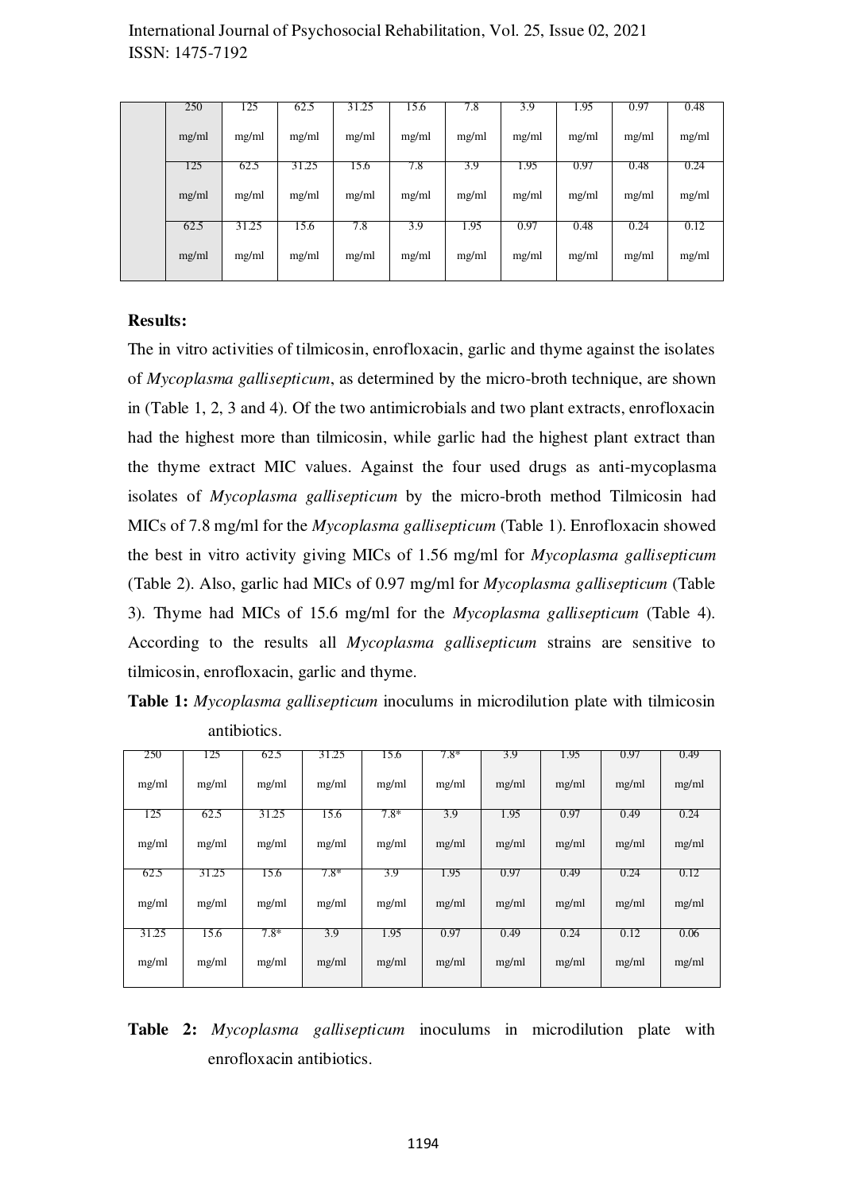|  | 250 mg/ml | 125 mg/ml | 62.5 mg/ml | 31.25 mg/ml | 15.6 mg/ml | 7.8 mg/ml | 3.9 mg/ml | 1.95 mg/ml | 0.97 mg/ml | 0.48 mg/ml |
|---|---|---|---|---|---|---|---|---|---|---|
|  | 125 mg/ml | 62.5 mg/ml | 31.25 mg/ml | 15.6 mg/ml | 7.8 mg/ml | 3.9 mg/ml | 1.95 mg/ml | 0.97 mg/ml | 0.48 mg/ml | 0.24 mg/ml |
|  | 62.5 mg/ml | 31.25 mg/ml | 15.6 mg/ml | 7.8 mg/ml | 3.9 mg/ml | 1.95 mg/ml | 0.97 mg/ml | 0.48 mg/ml | 0.24 mg/ml | 0.12 mg/ml |

**Results:**

The in vitro activities of tilmicosin, enrofloxacin, garlic and thyme against the isolates of *Mycoplasma gallisepticum*, as determined by the micro-broth technique, are shown in (Table 1, 2, 3 and 4). Of the two antimicrobials and two plant extracts, enrofloxacin had the highest more than tilmicosin, while garlic had the highest plant extract than the thyme extract MIC values. Against the four used drugs as anti-mycoplasma isolates of *Mycoplasma gallisepticum* by the micro-broth method Tilmicosin had MICs of 7.8 mg/ml for the *Mycoplasma gallisepticum* (Table 1). Enrofloxacin showed the best in vitro activity giving MICs of 1.56 mg/ml for *Mycoplasma gallisepticum* (Table 2). Also, garlic had MICs of 0.97 mg/ml for *Mycoplasma gallisepticum* (Table 3). Thyme had MICs of 15.6 mg/ml for the *Mycoplasma gallisepticum* (Table 4). According to the results all *Mycoplasma gallisepticum* strains are sensitive to tilmicosin, enrofloxacin, garlic and thyme.

**Table 1:** *Mycoplasma gallisepticum* inoculums in microdilution plate with tilmicosin antibiotics.

| 250 mg/ml | 125 mg/ml | 62.5 mg/ml | 31.25 mg/ml | 15.6 mg/ml | 7.8* mg/ml | 3.9 mg/ml | 1.95 mg/ml | 0.97 mg/ml | 0.49 mg/ml |
|---|---|---|---|---|---|---|---|---|---|
| 125 mg/ml | 62.5 mg/ml | 31.25 mg/ml | 15.6 mg/ml | 7.8* mg/ml | 3.9 mg/ml | 1.95 mg/ml | 0.97 mg/ml | 0.49 mg/ml | 0.24 mg/ml |
| 62.5 mg/ml | 31.25 mg/ml | 15.6 mg/ml | 7.8* mg/ml | 3.9 mg/ml | 1.95 mg/ml | 0.97 mg/ml | 0.49 mg/ml | 0.24 mg/ml | 0.12 mg/ml |
| 31.25 mg/ml | 15.6 mg/ml | 7.8* mg/ml | 3.9 mg/ml | 1.95 mg/ml | 0.97 mg/ml | 0.49 mg/ml | 0.24 mg/ml | 0.12 mg/ml | 0.06 mg/ml |

**Table 2:** *Mycoplasma gallisepticum* inoculums in microdilution plate with enrofloxacin antibiotics.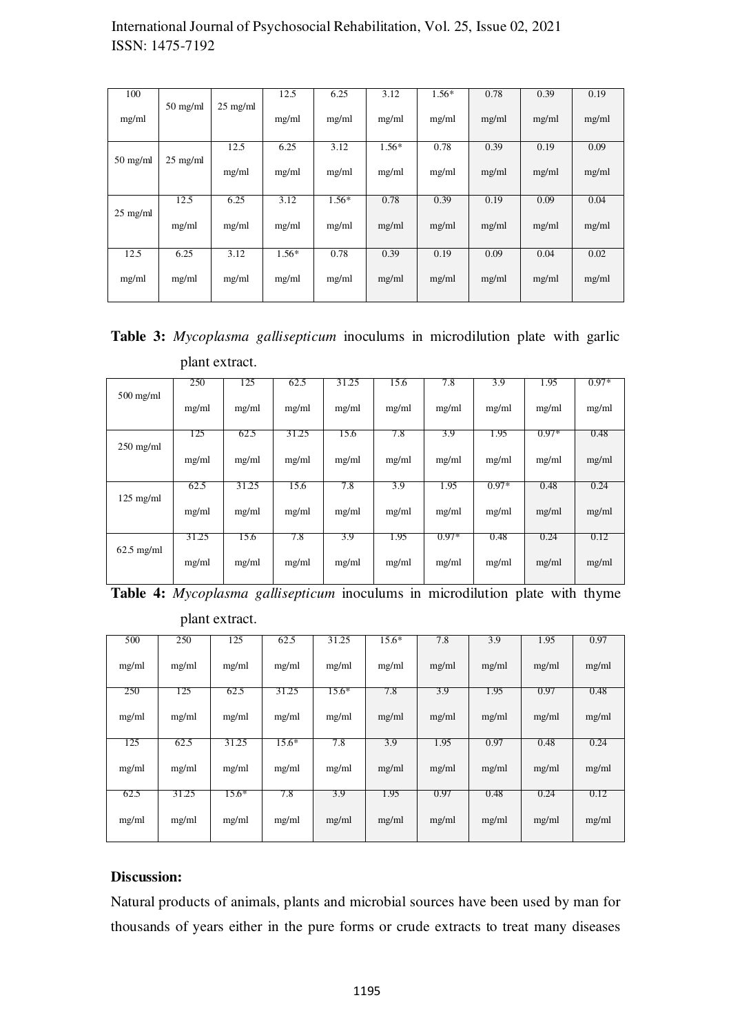| 100 mg/ml | 50 mg/ml | 25 mg/ml | 12.5 mg/ml | 6.25 mg/ml | 3.12 mg/ml | 1.56* mg/ml | 0.78 mg/ml | 0.39 mg/ml | 0.19 mg/ml |
|---|---|---|---|---|---|---|---|---|---|
| 50 mg/ml | 25 mg/ml | 12.5 mg/ml | 6.25 mg/ml | 3.12 mg/ml | 1.56* mg/ml | 0.78 mg/ml | 0.39 mg/ml | 0.19 mg/ml | 0.09 mg/ml |
| 25 mg/ml | 12.5 mg/ml | 6.25 mg/ml | 3.12 mg/ml | 1.56* mg/ml | 0.78 mg/ml | 0.39 mg/ml | 0.19 mg/ml | 0.09 mg/ml | 0.04 mg/ml |
| 12.5 mg/ml | 6.25 mg/ml | 3.12 mg/ml | 1.56* mg/ml | 0.78 mg/ml | 0.39 mg/ml | 0.19 mg/ml | 0.09 mg/ml | 0.04 mg/ml | 0.02 mg/ml |

**Table 3:** *Mycoplasma gallisepticum* inoculums in microdilution plate with garlic plant extract.

| 500 mg/ml | 250 mg/ml | 125 mg/ml | 62.5 mg/ml | 31.25 mg/ml | 15.6 mg/ml | 7.8 mg/ml | 3.9 mg/ml | 1.95 mg/ml | 0.97* mg/ml |
|---|---|---|---|---|---|---|---|---|---|
| 250 mg/ml | 125 mg/ml | 62.5 mg/ml | 31.25 mg/ml | 15.6 mg/ml | 7.8 mg/ml | 3.9 mg/ml | 1.95 mg/ml | 0.97* mg/ml | 0.48 mg/ml |
| 125 mg/ml | 62.5 mg/ml | 31.25 mg/ml | 15.6 mg/ml | 7.8 mg/ml | 3.9 mg/ml | 1.95 mg/ml | 0.97* mg/ml | 0.48 mg/ml | 0.24 mg/ml |
| 62.5 mg/ml | 31.25 mg/ml | 15.6 mg/ml | 7.8 mg/ml | 3.9 mg/ml | 1.95 mg/ml | 0.97* mg/ml | 0.48 mg/ml | 0.24 mg/ml | 0.12 mg/ml |

**Table 4:** *Mycoplasma gallisepticum* inoculums in microdilution plate with thyme plant extract.

| 500 mg/ml | 250 mg/ml | 125 mg/ml | 62.5 mg/ml | 31.25 mg/ml | 15.6* mg/ml | 7.8 mg/ml | 3.9 mg/ml | 1.95 mg/ml | 0.97 mg/ml |
|---|---|---|---|---|---|---|---|---|---|
| 250 mg/ml | 125 mg/ml | 62.5 mg/ml | 31.25 mg/ml | 15.6* mg/ml | 7.8 mg/ml | 3.9 mg/ml | 1.95 mg/ml | 0.97 mg/ml | 0.48 mg/ml |
| 125 mg/ml | 62.5 mg/ml | 31.25 mg/ml | 15.6* mg/ml | 7.8 mg/ml | 3.9 mg/ml | 1.95 mg/ml | 0.97 mg/ml | 0.48 mg/ml | 0.24 mg/ml |
| 62.5 mg/ml | 31.25 mg/ml | 15.6* mg/ml | 7.8 mg/ml | 3.9 mg/ml | 1.95 mg/ml | 0.97 mg/ml | 0.48 mg/ml | 0.24 mg/ml | 0.12 mg/ml |

**Discussion:**

Natural products of animals, plants and microbial sources have been used by man for thousands of years either in the pure forms or crude extracts to treat many diseases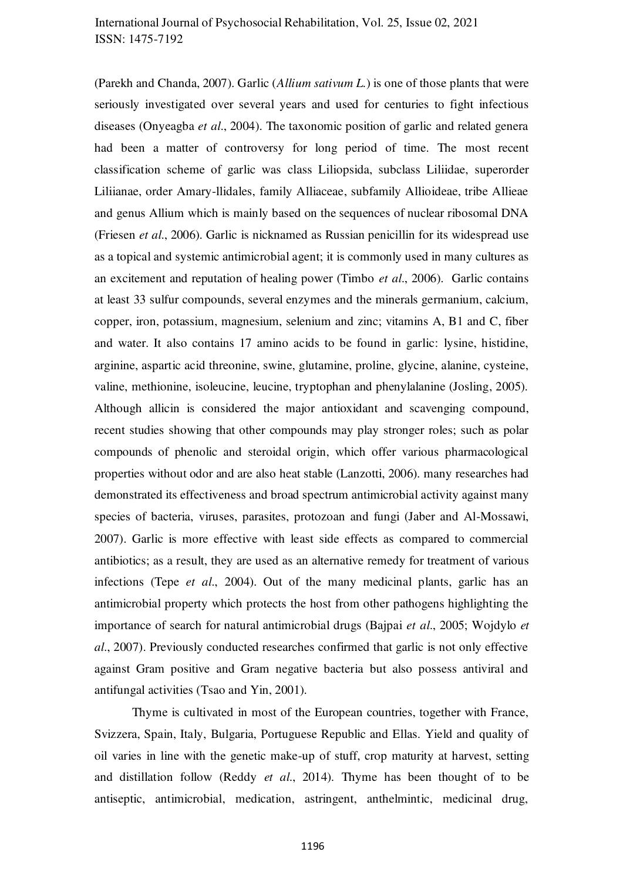(Parekh and Chanda, 2007). Garlic (*Allium sativum L.*) is one of those plants that were seriously investigated over several years and used for centuries to fight infectious diseases (Onyeagba *et al*., 2004). The taxonomic position of garlic and related genera had been a matter of controversy for long period of time. The most recent classification scheme of garlic was class Liliopsida, subclass Liliidae, superorder Liliianae, order Amary-llidales, family Alliaceae, subfamily Allioideae, tribe Allieae and genus Allium which is mainly based on the sequences of nuclear ribosomal DNA (Friesen *et al*., 2006). Garlic is nicknamed as Russian penicillin for its widespread use as a topical and systemic antimicrobial agent; it is commonly used in many cultures as an excitement and reputation of healing power (Timbo *et al*., 2006). Garlic contains at least 33 sulfur compounds, several enzymes and the minerals germanium, calcium, copper, iron, potassium, magnesium, selenium and zinc; vitamins A, B1 and C, fiber and water. It also contains 17 amino acids to be found in garlic: lysine, histidine, arginine, aspartic acid threonine, swine, glutamine, proline, glycine, alanine, cysteine, valine, methionine, isoleucine, leucine, tryptophan and phenylalanine (Josling, 2005). Although allicin is considered the major antioxidant and scavenging compound, recent studies showing that other compounds may play stronger roles; such as polar compounds of phenolic and steroidal origin, which offer various pharmacological properties without odor and are also heat stable (Lanzotti, 2006). many researches had demonstrated its effectiveness and broad spectrum antimicrobial activity against many species of bacteria, viruses, parasites, protozoan and fungi (Jaber and Al-Mossawi, 2007). Garlic is more effective with least side effects as compared to commercial antibiotics; as a result, they are used as an alternative remedy for treatment of various infections (Tepe *et al*., 2004). Out of the many medicinal plants, garlic has an antimicrobial property which protects the host from other pathogens highlighting the importance of search for natural antimicrobial drugs (Bajpai *et al*., 2005; Wojdylo *et al*., 2007). Previously conducted researches confirmed that garlic is not only effective against Gram positive and Gram negative bacteria but also possess antiviral and antifungal activities (Tsao and Yin, 2001).

Thyme is cultivated in most of the European countries, together with France, Svizzera, Spain, Italy, Bulgaria, Portuguese Republic and Ellas. Yield and quality of oil varies in line with the genetic make-up of stuff, crop maturity at harvest, setting and distillation follow (Reddy *et al*., 2014). Thyme has been thought of to be antiseptic, antimicrobial, medication, astringent, anthelmintic, medicinal drug,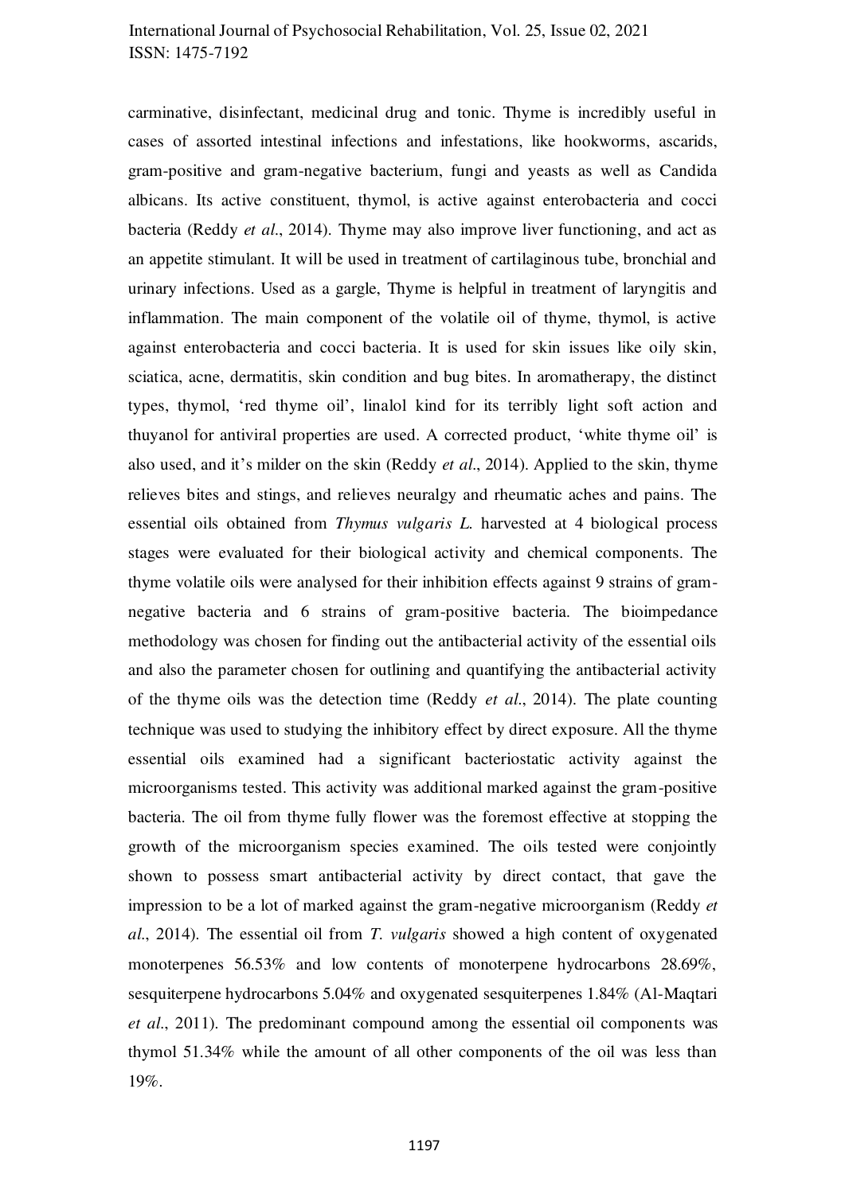carminative, disinfectant, medicinal drug and tonic. Thyme is incredibly useful in cases of assorted intestinal infections and infestations, like hookworms, ascarids, gram-positive and gram-negative bacterium, fungi and yeasts as well as Candida albicans. Its active constituent, thymol, is active against enterobacteria and cocci bacteria (Reddy *et al*., 2014). Thyme may also improve liver functioning, and act as an appetite stimulant. It will be used in treatment of cartilaginous tube, bronchial and urinary infections. Used as a gargle, Thyme is helpful in treatment of laryngitis and inflammation. The main component of the volatile oil of thyme, thymol, is active against enterobacteria and cocci bacteria. It is used for skin issues like oily skin, sciatica, acne, dermatitis, skin condition and bug bites. In aromatherapy, the distinct types, thymol, 'red thyme oil', linalol kind for its terribly light soft action and thuyanol for antiviral properties are used. A corrected product, 'white thyme oil' is also used, and it's milder on the skin (Reddy *et al*., 2014). Applied to the skin, thyme relieves bites and stings, and relieves neuralgy and rheumatic aches and pains. The essential oils obtained from *Thymus vulgaris L.* harvested at 4 biological process stages were evaluated for their biological activity and chemical components. The thyme volatile oils were analysed for their inhibition effects against 9 strains of gram-negative bacteria and 6 strains of gram-positive bacteria. The bioimpedance methodology was chosen for finding out the antibacterial activity of the essential oils and also the parameter chosen for outlining and quantifying the antibacterial activity of the thyme oils was the detection time (Reddy *et al*., 2014). The plate counting technique was used to studying the inhibitory effect by direct exposure. All the thyme essential oils examined had a significant bacteriostatic activity against the microorganisms tested. This activity was additional marked against the gram-positive bacteria. The oil from thyme fully flower was the foremost effective at stopping the growth of the microorganism species examined. The oils tested were conjointly shown to possess smart antibacterial activity by direct contact, that gave the impression to be a lot of marked against the gram-negative microorganism (Reddy *et al*., 2014). The essential oil from *T. vulgaris* showed a high content of oxygenated monoterpenes 56.53% and low contents of monoterpene hydrocarbons 28.69%, sesquiterpene hydrocarbons 5.04% and oxygenated sesquiterpenes 1.84% (Al-Maqtari *et al*., 2011). The predominant compound among the essential oil components was thymol 51.34% while the amount of all other components of the oil was less than 19%.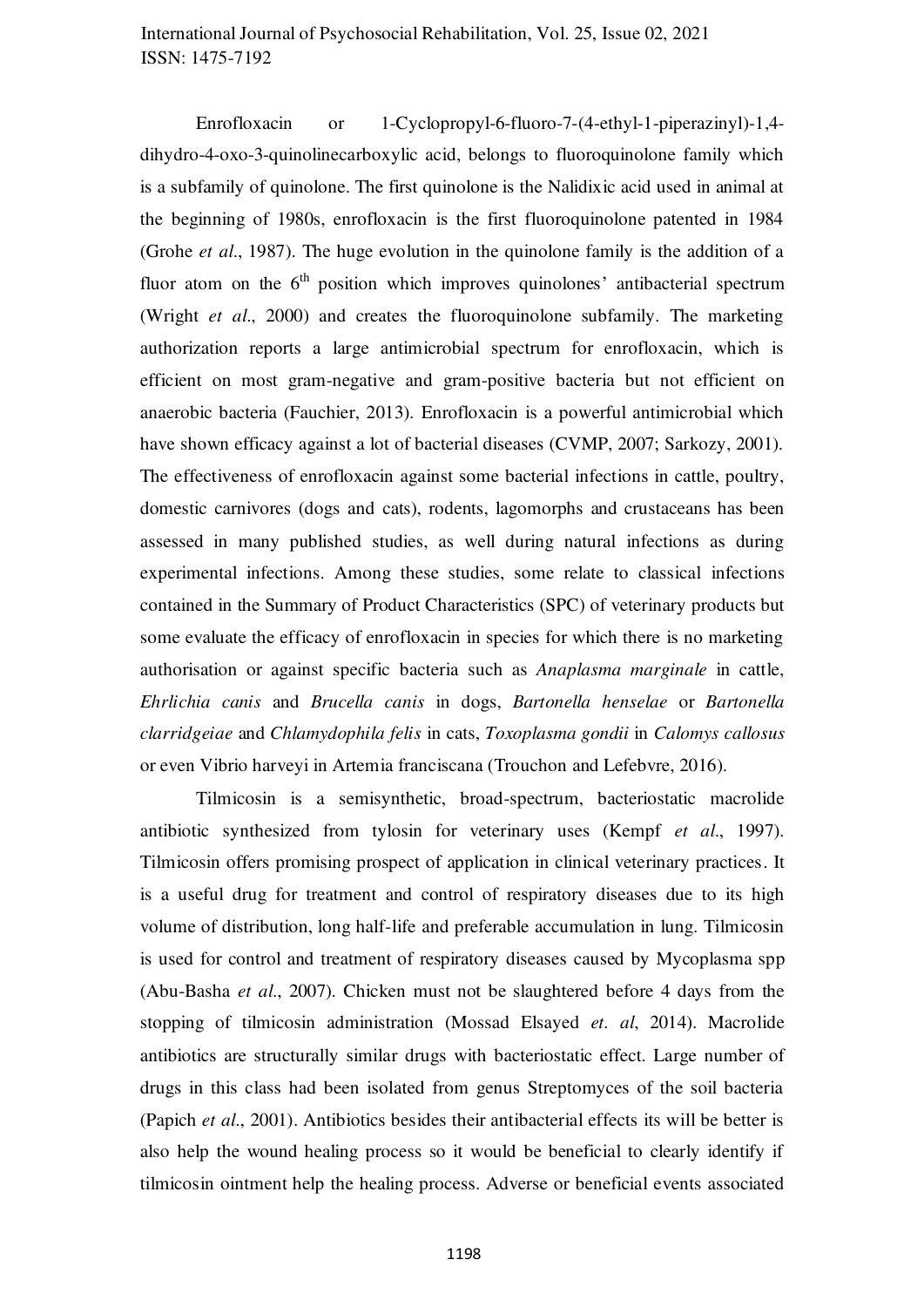Enrofloxacin or 1-Cyclopropyl-6-fluoro-7-(4-ethyl-1-piperazinyl)-1,4-dihydro-4-oxo-3-quinolinecarboxylic acid, belongs to fluoroquinolone family which is a subfamily of quinolone. The first quinolone is the Nalidixic acid used in animal at the beginning of 1980s, enrofloxacin is the first fluoroquinolone patented in 1984 (Grohe *et al*., 1987). The huge evolution in the quinolone family is the addition of a fluor atom on the 6$^{th}$ position which improves quinolones' antibacterial spectrum (Wright *et al*., 2000) and creates the fluoroquinolone subfamily. The marketing authorization reports a large antimicrobial spectrum for enrofloxacin, which is efficient on most gram-negative and gram-positive bacteria but not efficient on anaerobic bacteria (Fauchier, 2013). Enrofloxacin is a powerful antimicrobial which have shown efficacy against a lot of bacterial diseases (CVMP, 2007; Sarkozy, 2001). The effectiveness of enrofloxacin against some bacterial infections in cattle, poultry, domestic carnivores (dogs and cats), rodents, lagomorphs and crustaceans has been assessed in many published studies, as well during natural infections as during experimental infections. Among these studies, some relate to classical infections contained in the Summary of Product Characteristics (SPC) of veterinary products but some evaluate the efficacy of enrofloxacin in species for which there is no marketing authorisation or against specific bacteria such as *Anaplasma marginale* in cattle, *Ehrlichia canis* and *Brucella canis* in dogs, *Bartonella henselae* or *Bartonella clarridgeiae* and *Chlamydophila felis* in cats, *Toxoplasma gondii* in *Calomys callosus* or even Vibrio harveyi in Artemia franciscana (Trouchon and Lefebvre, 2016).

Tilmicosin is a semisynthetic, broad-spectrum, bacteriostatic macrolide antibiotic synthesized from tylosin for veterinary uses (Kempf *et al*., 1997). Tilmicosin offers promising prospect of application in clinical veterinary practices. It is a useful drug for treatment and control of respiratory diseases due to its high volume of distribution, long half-life and preferable accumulation in lung. Tilmicosin is used for control and treatment of respiratory diseases caused by Mycoplasma spp (Abu-Basha *et al*., 2007). Chicken must not be slaughtered before 4 days from the stopping of tilmicosin administration (Mossad Elsayed *et. al*, 2014). Macrolide antibiotics are structurally similar drugs with bacteriostatic effect. Large number of drugs in this class had been isolated from genus Streptomyces of the soil bacteria (Papich *et al*., 2001). Antibiotics besides their antibacterial effects its will be better is also help the wound healing process so it would be beneficial to clearly identify if tilmicosin ointment help the healing process. Adverse or beneficial events associated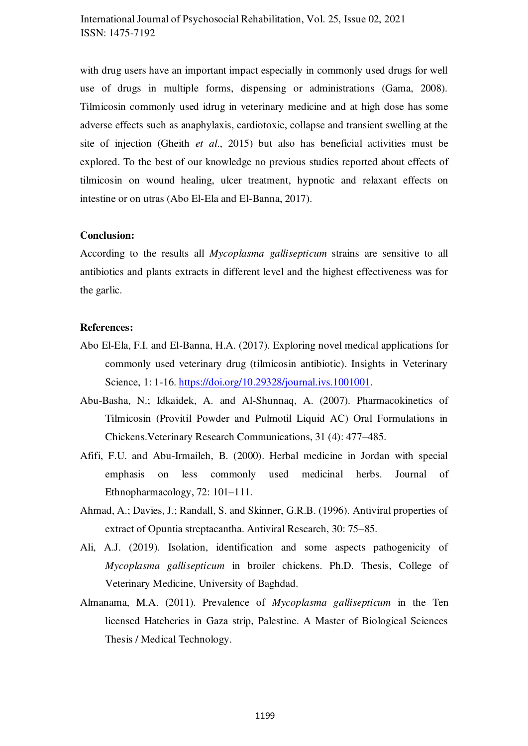with drug users have an important impact especially in commonly used drugs for well use of drugs in multiple forms, dispensing or administrations (Gama, 2008). Tilmicosin commonly used idrug in veterinary medicine and at high dose has some adverse effects such as anaphylaxis, cardiotoxic, collapse and transient swelling at the site of injection (Gheith *et al.*, 2015) but also has beneficial activities must be explored. To the best of our knowledge no previous studies reported about effects of tilmicosin on wound healing, ulcer treatment, hypnotic and relaxant effects on intestine or on utras (Abo El-Ela and El-Banna, 2017).

**Conclusion:**

According to the results all *Mycoplasma gallisepticum* strains are sensitive to all antibiotics and plants extracts in different level and the highest effectiveness was for the garlic.

**References:**

Abo El-Ela, F.I. and El-Banna, H.A. (2017). Exploring novel medical applications for commonly used veterinary drug (tilmicosin antibiotic). Insights in Veterinary Science, 1: 1-16. https://doi.org/10.29328/journal.ivs.1001001.

Abu-Basha, N.; Idkaidek, A. and Al-Shunnaq, A. (2007). Pharmacokinetics of Tilmicosin (Provitil Powder and Pulmotil Liquid AC) Oral Formulations in Chickens.Veterinary Research Communications, 31 (4): 477–485.

Afifi, F.U. and Abu-Irmaileh, B. (2000). Herbal medicine in Jordan with special emphasis on less commonly used medicinal herbs. Journal of Ethnopharmacology, 72: 101–111.

Ahmad, A.; Davies, J.; Randall, S. and Skinner, G.R.B. (1996). Antiviral properties of extract of Opuntia streptacantha. Antiviral Research, 30: 75–85.

Ali, A.J. (2019). Isolation, identification and some aspects pathogenicity of *Mycoplasma gallisepticum* in broiler chickens. Ph.D. Thesis, College of Veterinary Medicine, University of Baghdad.

Almanama, M.A. (2011). Prevalence of *Mycoplasma gallisepticum* in the Ten licensed Hatcheries in Gaza strip, Palestine. A Master of Biological Sciences Thesis / Medical Technology.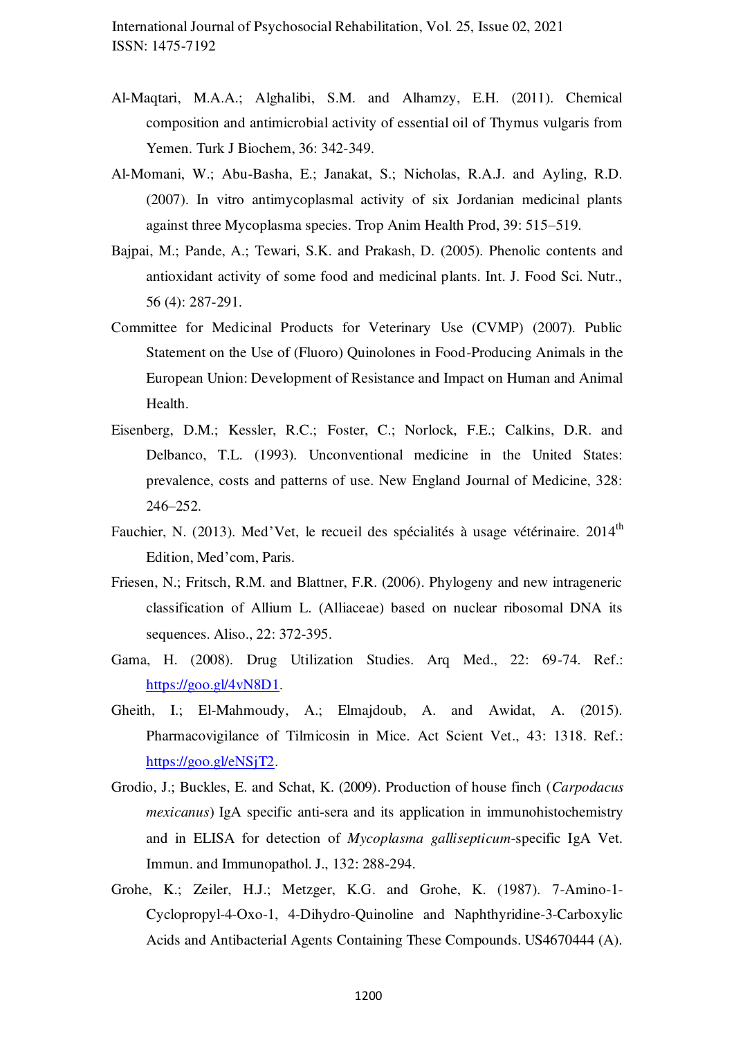Al-Maqtari, M.A.A.; Alghalibi, S.M. and Alhamzy, E.H. (2011). Chemical composition and antimicrobial activity of essential oil of Thymus vulgaris from Yemen. Turk J Biochem, 36: 342-349.

Al-Momani, W.; Abu-Basha, E.; Janakat, S.; Nicholas, R.A.J. and Ayling, R.D. (2007). In vitro antimycoplasmal activity of six Jordanian medicinal plants against three Mycoplasma species. Trop Anim Health Prod, 39: 515–519.

Bajpai, M.; Pande, A.; Tewari, S.K. and Prakash, D. (2005). Phenolic contents and antioxidant activity of some food and medicinal plants. Int. J. Food Sci. Nutr., 56 (4): 287-291.

Committee for Medicinal Products for Veterinary Use (CVMP) (2007). Public Statement on the Use of (Fluoro) Quinolones in Food-Producing Animals in the European Union: Development of Resistance and Impact on Human and Animal Health.

Eisenberg, D.M.; Kessler, R.C.; Foster, C.; Norlock, F.E.; Calkins, D.R. and Delbanco, T.L. (1993). Unconventional medicine in the United States: prevalence, costs and patterns of use. New England Journal of Medicine, 328: 246–252.

Fauchier, N. (2013). Med'Vet, le recueil des spécialités à usage vétérinaire. 2014th Edition, Med'com, Paris.

Friesen, N.; Fritsch, R.M. and Blattner, F.R. (2006). Phylogeny and new intrageneric classification of Allium L. (Alliaceae) based on nuclear ribosomal DNA its sequences. Aliso., 22: 372-395.

Gama, H. (2008). Drug Utilization Studies. Arq Med., 22: 69-74. Ref.: https://goo.gl/4vN8D1.

Gheith, I.; El-Mahmoudy, A.; Elmajdoub, A. and Awidat, A. (2015). Pharmacovigilance of Tilmicosin in Mice. Act Scient Vet., 43: 1318. Ref.: https://goo.gl/eNSjT2.

Grodio, J.; Buckles, E. and Schat, K. (2009). Production of house finch (*Carpodacus mexicanus*) IgA specific anti-sera and its application in immunohistochemistry and in ELISA for detection of *Mycoplasma gallisepticum*-specific IgA Vet. Immun. and Immunopathol. J., 132: 288-294.

Grohe, K.; Zeiler, H.J.; Metzger, K.G. and Grohe, K. (1987). 7-Amino-1-Cyclopropyl-4-Oxo-1, 4-Dihydro-Quinoline and Naphthyridine-3-Carboxylic Acids and Antibacterial Agents Containing These Compounds. US4670444 (A).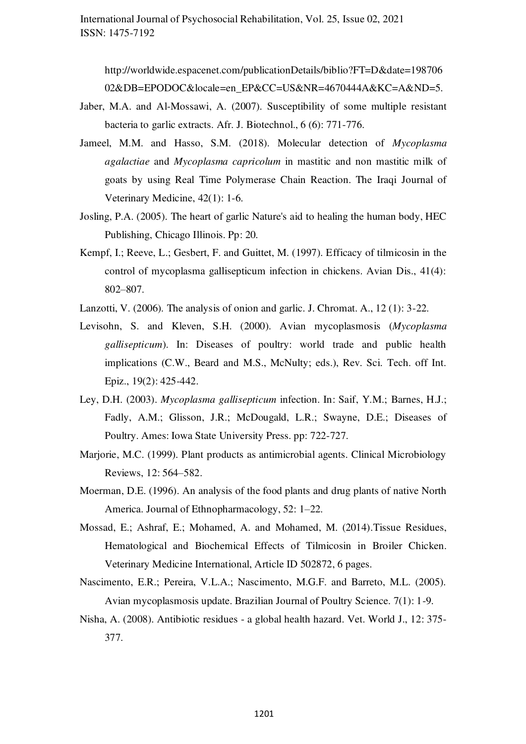http://worldwide.espacenet.com/publicationDetails/biblio?FT=D&date=19870602&DB=EPODOC&locale=en_EP&CC=US&NR=4670444A&KC=A&ND=5.

Jaber, M.A. and Al-Mossawi, A. (2007). Susceptibility of some multiple resistant bacteria to garlic extracts. Afr. J. Biotechnol., 6 (6): 771-776.

Jameel, M.M. and Hasso, S.M. (2018). Molecular detection of *Mycoplasma agalactiae* and *Mycoplasma capricolum* in mastitic and non mastitic milk of goats by using Real Time Polymerase Chain Reaction. The Iraqi Journal of Veterinary Medicine, 42(1): 1-6.

Josling, P.A. (2005). The heart of garlic Nature's aid to healing the human body, HEC Publishing, Chicago Illinois. Pp: 20.

Kempf, I.; Reeve, L.; Gesbert, F. and Guittet, M. (1997). Efficacy of tilmicosin in the control of mycoplasma gallisepticum infection in chickens. Avian Dis., 41(4): 802–807.

Lanzotti, V. (2006). The analysis of onion and garlic. J. Chromat. A., 12 (1): 3-22.

Levisohn, S. and Kleven, S.H. (2000). Avian mycoplasmosis (*Mycoplasma gallisepticum*). In: Diseases of poultry: world trade and public health implications (C.W., Beard and M.S., McNulty; eds.), Rev. Sci. Tech. off Int. Epiz., 19(2): 425-442.

Ley, D.H. (2003). *Mycoplasma gallisepticum* infection. In: Saif, Y.M.; Barnes, H.J.; Fadly, A.M.; Glisson, J.R.; McDougald, L.R.; Swayne, D.E.; Diseases of Poultry. Ames: Iowa State University Press. pp: 722-727.

Marjorie, M.C. (1999). Plant products as antimicrobial agents. Clinical Microbiology Reviews, 12: 564–582.

Moerman, D.E. (1996). An analysis of the food plants and drug plants of native North America. Journal of Ethnopharmacology, 52: 1–22.

Mossad, E.; Ashraf, E.; Mohamed, A. and Mohamed, M. (2014).Tissue Residues, Hematological and Biochemical Effects of Tilmicosin in Broiler Chicken. Veterinary Medicine International, Article ID 502872, 6 pages.

Nascimento, E.R.; Pereira, V.L.A.; Nascimento, M.G.F. and Barreto, M.L. (2005). Avian mycoplasmosis update. Brazilian Journal of Poultry Science. 7(1): 1-9.

Nisha, A. (2008). Antibiotic residues - a global health hazard. Vet. World J., 12: 375-377.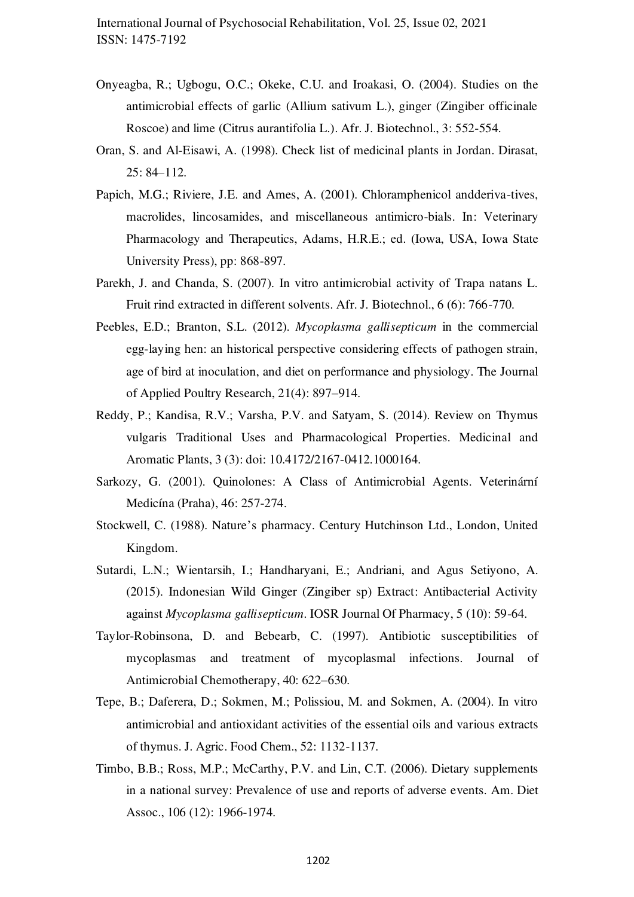Onyeagba, R.; Ugbogu, O.C.; Okeke, C.U. and Iroakasi, O. (2004). Studies on the antimicrobial effects of garlic (Allium sativum L.), ginger (Zingiber officinale Roscoe) and lime (Citrus aurantifolia L.). Afr. J. Biotechnol., 3: 552-554.

Oran, S. and Al-Eisawi, A. (1998). Check list of medicinal plants in Jordan. Dirasat, 25: 84–112.

Papich, M.G.; Riviere, J.E. and Ames, A. (2001). Chloramphenicol andderiva-tives, macrolides, lincosamides, and miscellaneous antimicro-bials. In: Veterinary Pharmacology and Therapeutics, Adams, H.R.E.; ed. (Iowa, USA, Iowa State University Press), pp: 868-897.

Parekh, J. and Chanda, S. (2007). In vitro antimicrobial activity of Trapa natans L. Fruit rind extracted in different solvents. Afr. J. Biotechnol., 6 (6): 766-770.

Peebles, E.D.; Branton, S.L. (2012). *Mycoplasma gallisepticum* in the commercial egg-laying hen: an historical perspective considering effects of pathogen strain, age of bird at inoculation, and diet on performance and physiology. The Journal of Applied Poultry Research, 21(4): 897–914.

Reddy, P.; Kandisa, R.V.; Varsha, P.V. and Satyam, S. (2014). Review on Thymus vulgaris Traditional Uses and Pharmacological Properties. Medicinal and Aromatic Plants, 3 (3): doi: 10.4172/2167-0412.1000164.

Sarkozy, G. (2001). Quinolones: A Class of Antimicrobial Agents. Veterinární Medicína (Praha), 46: 257-274.

Stockwell, C. (1988). Nature's pharmacy. Century Hutchinson Ltd., London, United Kingdom.

Sutardi, L.N.; Wientarsih, I.; Handharyani, E.; Andriani, and Agus Setiyono, A. (2015). Indonesian Wild Ginger (Zingiber sp) Extract: Antibacterial Activity against *Mycoplasma gallisepticum*. IOSR Journal Of Pharmacy, 5 (10): 59-64.

Taylor-Robinsona, D. and Bebearb, C. (1997). Antibiotic susceptibilities of mycoplasmas and treatment of mycoplasmal infections. Journal of Antimicrobial Chemotherapy, 40: 622–630.

Tepe, B.; Daferera, D.; Sokmen, M.; Polissiou, M. and Sokmen, A. (2004). In vitro antimicrobial and antioxidant activities of the essential oils and various extracts of thymus. J. Agric. Food Chem., 52: 1132-1137.

Timbo, B.B.; Ross, M.P.; McCarthy, P.V. and Lin, C.T. (2006). Dietary supplements in a national survey: Prevalence of use and reports of adverse events. Am. Diet Assoc., 106 (12): 1966-1974.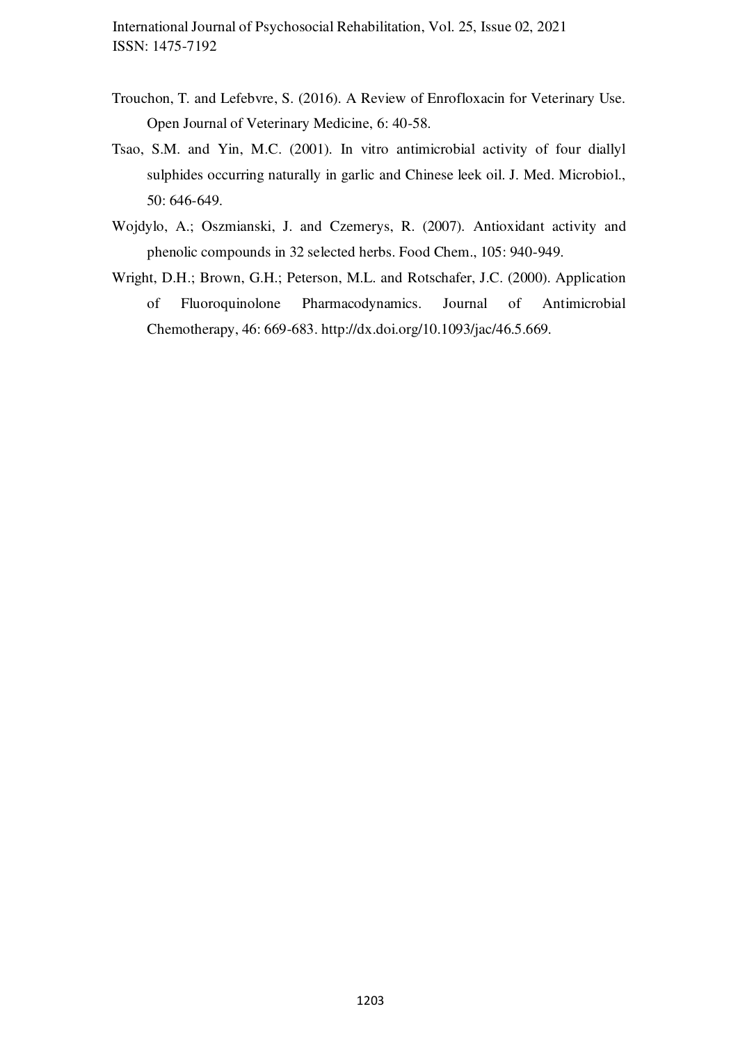Trouchon, T. and Lefebvre, S. (2016). A Review of Enrofloxacin for Veterinary Use. Open Journal of Veterinary Medicine, 6: 40-58.

Tsao, S.M. and Yin, M.C. (2001). In vitro antimicrobial activity of four diallyl sulphides occurring naturally in garlic and Chinese leek oil. J. Med. Microbiol., 50: 646-649.

Wojdylo, A.; Oszmianski, J. and Czemerys, R. (2007). Antioxidant activity and phenolic compounds in 32 selected herbs. Food Chem., 105: 940-949.

Wright, D.H.; Brown, G.H.; Peterson, M.L. and Rotschafer, J.C. (2000). Application of Fluoroquinolone Pharmacodynamics. Journal of Antimicrobial Chemotherapy, 46: 669-683. http://dx.doi.org/10.1093/jac/46.5.669.